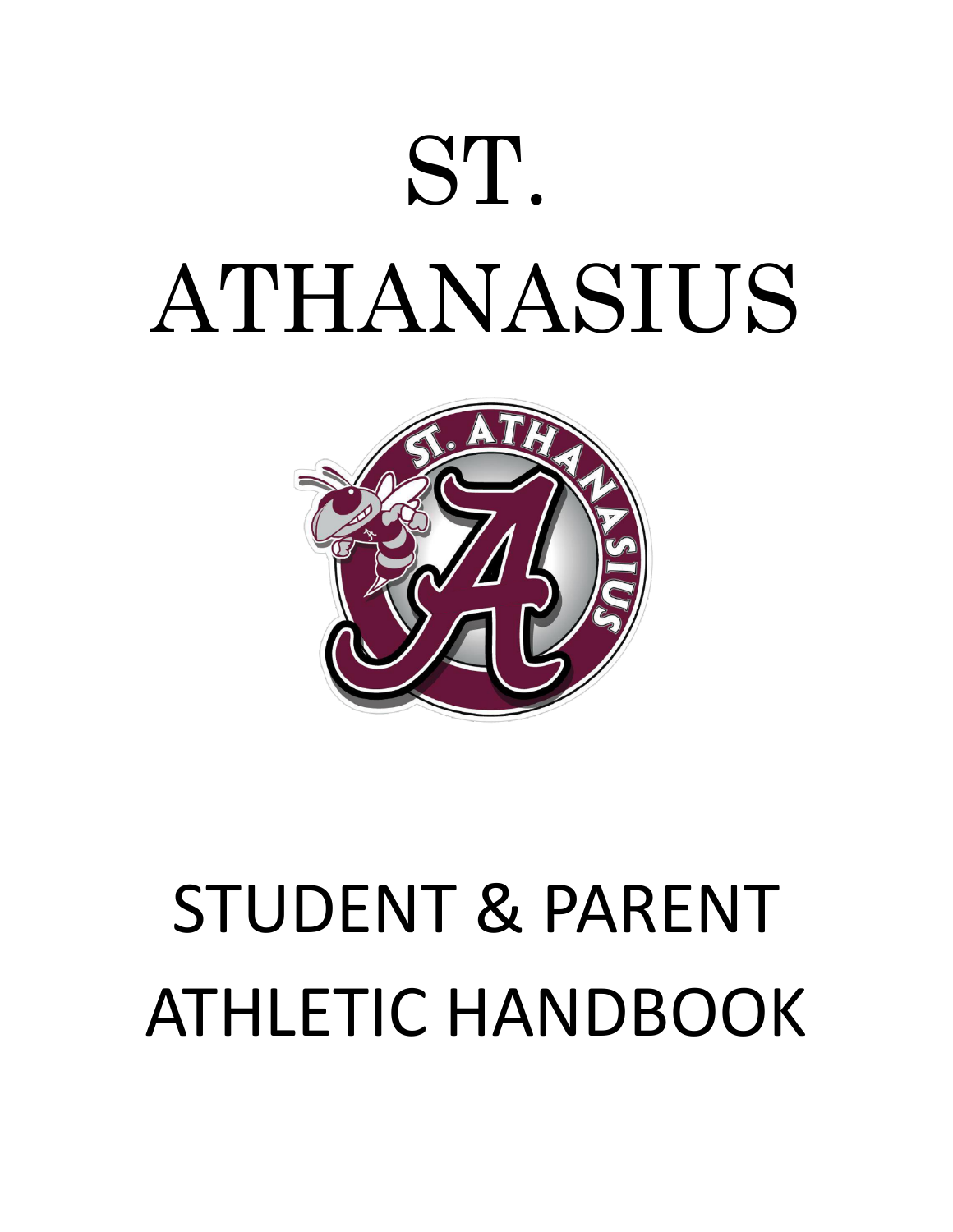# ST. ATHANASIUS

# STUDENT & PARENT ATHLETIC HANDBOOK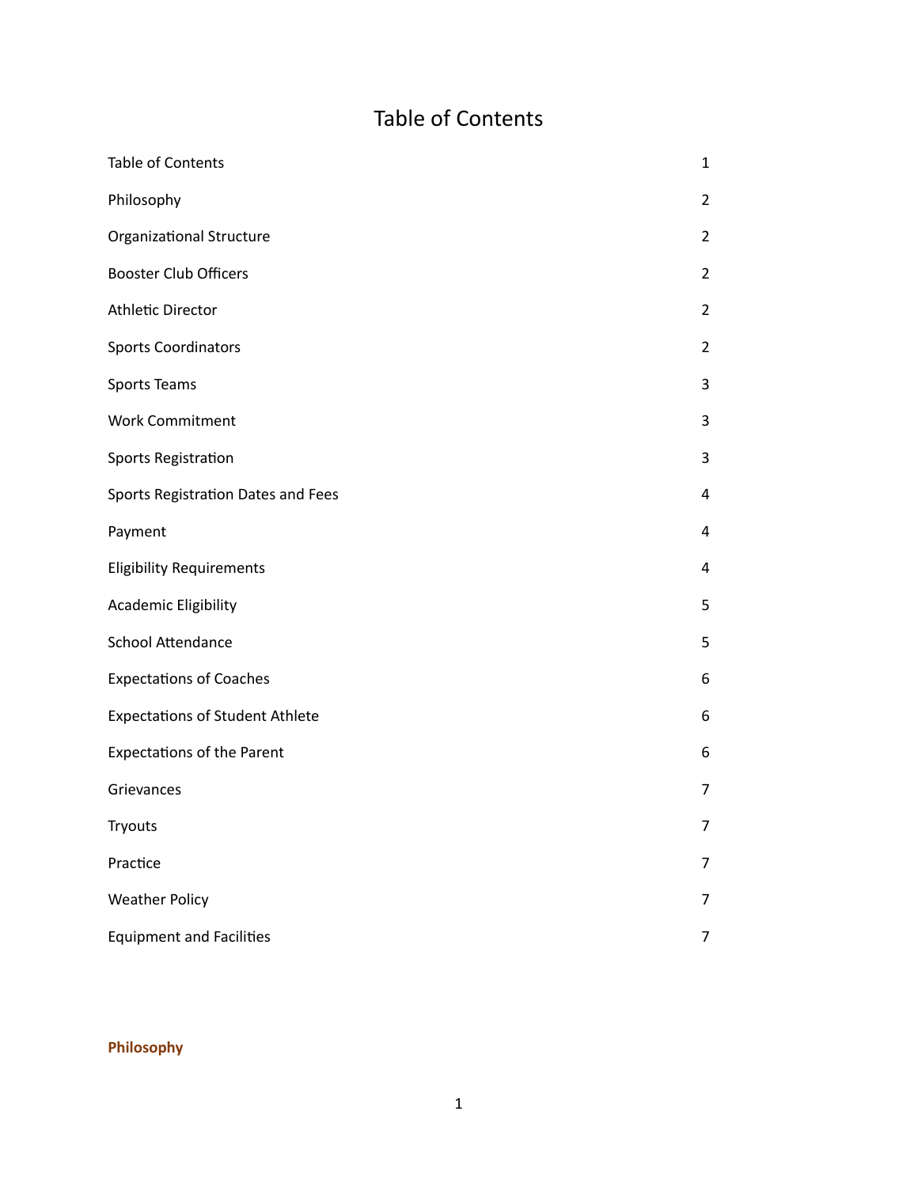# Table of Contents

| | |
|---|---|
| Table of Contents | 1 |
| Philosophy | 2 |
| Organizational Structure | 2 |
| Booster Club Officers | 2 |
| Athletic Director | 2 |
| Sports Coordinators | 2 |
| Sports Teams | 3 |
| Work Commitment | 3 |
| Sports Registration | 3 |
| Sports Registration Dates and Fees | 4 |
| Payment | 4 |
| Eligibility Requirements | 4 |
| Academic Eligibility | 5 |
| School Attendance | 5 |
| Expectations of Coaches | 6 |
| Expectations of Student Athlete | 6 |
| Expectations of the Parent | 6 |
| Grievances | 7 |
| Tryouts | 7 |
| Practice | 7 |
| Weather Policy | 7 |
| Equipment and Facilities | 7 |

## Philosophy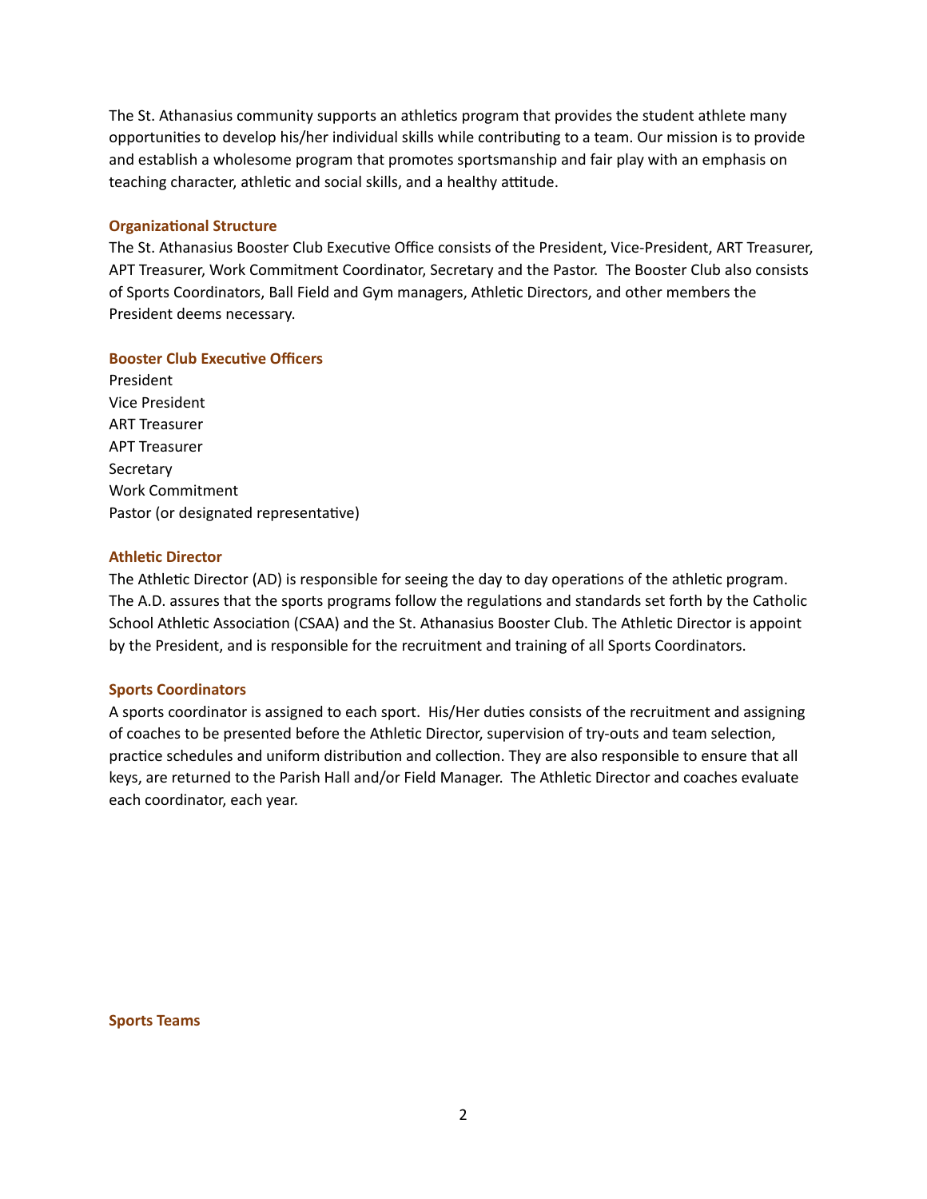The St. Athanasius community supports an athletics program that provides the student athlete many opportunities to develop his/her individual skills while contributing to a team. Our mission is to provide and establish a wholesome program that promotes sportsmanship and fair play with an emphasis on teaching character, athletic and social skills, and a healthy attitude.

### Organizational Structure

The St. Athanasius Booster Club Executive Office consists of the President, Vice-President, ART Treasurer, APT Treasurer, Work Commitment Coordinator, Secretary and the Pastor. The Booster Club also consists of Sports Coordinators, Ball Field and Gym managers, Athletic Directors, and other members the President deems necessary.

### Booster Club Executive Officers

President
Vice President
ART Treasurer
APT Treasurer
Secretary
Work Commitment
Pastor (or designated representative)

### Athletic Director

The Athletic Director (AD) is responsible for seeing the day to day operations of the athletic program. The A.D. assures that the sports programs follow the regulations and standards set forth by the Catholic School Athletic Association (CSAA) and the St. Athanasius Booster Club. The Athletic Director is appoint by the President, and is responsible for the recruitment and training of all Sports Coordinators.

### Sports Coordinators

A sports coordinator is assigned to each sport. His/Her duties consists of the recruitment and assigning of coaches to be presented before the Athletic Director, supervision of try-outs and team selection, practice schedules and uniform distribution and collection. They are also responsible to ensure that all keys, are returned to the Parish Hall and/or Field Manager. The Athletic Director and coaches evaluate each coordinator, each year.

### Sports Teams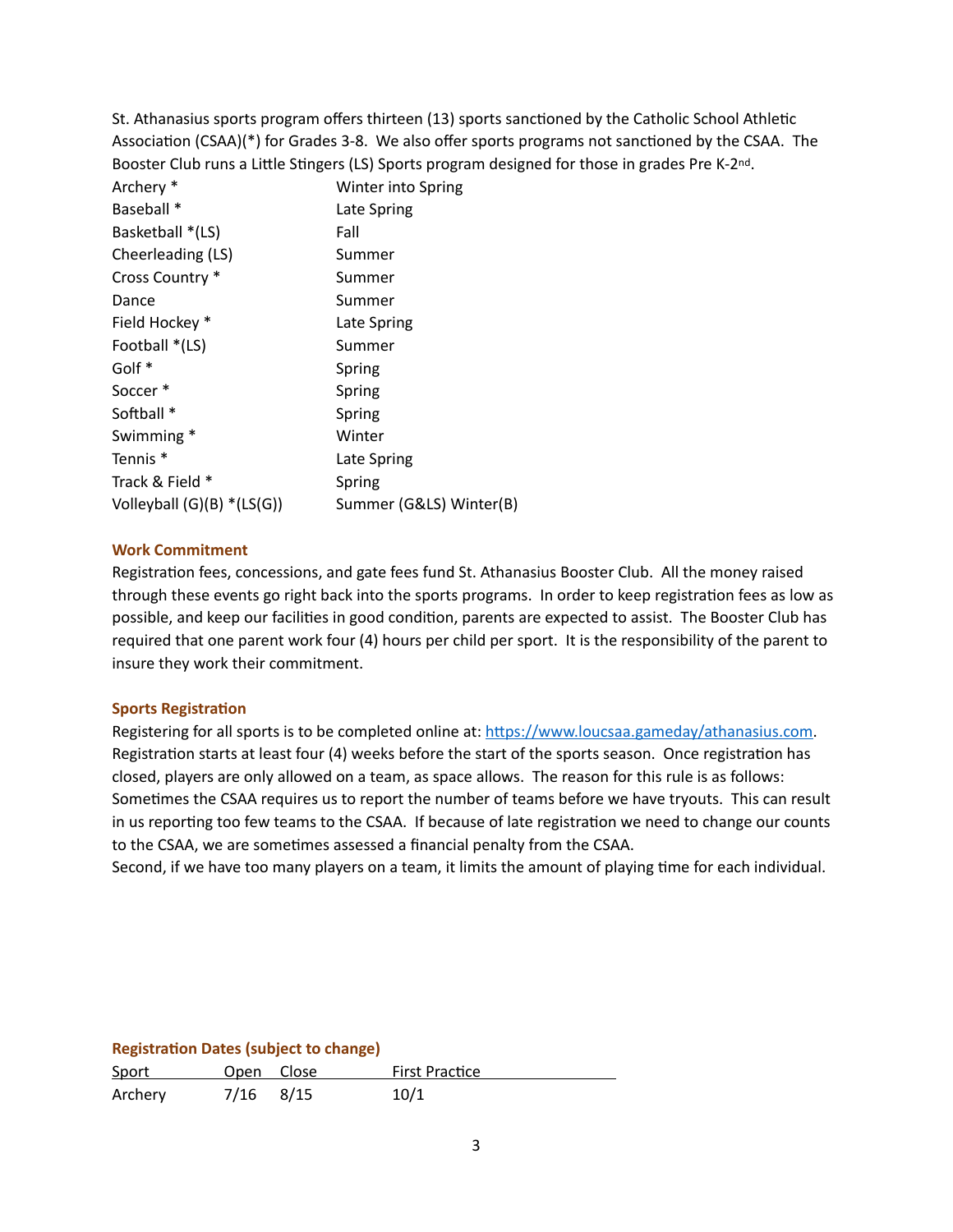St. Athanasius sports program offers thirteen (13) sports sanctioned by the Catholic School Athletic Association (CSAA)(*) for Grades 3-8. We also offer sports programs not sanctioned by the CSAA. The Booster Club runs a Little Stingers (LS) Sports program designed for those in grades Pre K-2nd.

| | |
|---|---|
| Archery * | Winter into Spring |
| Baseball * | Late Spring |
| Basketball *(LS) | Fall |
| Cheerleading (LS) | Summer |
| Cross Country * | Summer |
| Dance | Summer |
| Field Hockey * | Late Spring |
| Football *(LS) | Summer |
| Golf * | Spring |
| Soccer * | Spring |
| Softball * | Spring |
| Swimming * | Winter |
| Tennis * | Late Spring |
| Track & Field * | Spring |
| Volleyball (G)(B) *(LS(G)) | Summer (G&LS) Winter(B) |

### Work Commitment

Registration fees, concessions, and gate fees fund St. Athanasius Booster Club. All the money raised through these events go right back into the sports programs. In order to keep registration fees as low as possible, and keep our facilities in good condition, parents are expected to assist. The Booster Club has required that one parent work four (4) hours per child per sport. It is the responsibility of the parent to insure they work their commitment.

### Sports Registration

Registering for all sports is to be completed online at: [https://www.loucsaa.gameday/athanasius.com](https://www.loucsaa.gameday/athanasius.com). Registration starts at least four (4) weeks before the start of the sports season. Once registration has closed, players are only allowed on a team, as space allows. The reason for this rule is as follows: Sometimes the CSAA requires us to report the number of teams before we have tryouts. This can result in us reporting too few teams to the CSAA. If because of late registration we need to change our counts to the CSAA, we are sometimes assessed a financial penalty from the CSAA.

Second, if we have too many players on a team, it limits the amount of playing time for each individual.

### Registration Dates (subject to change)

| Sport | Open | Close | First Practice |
|---|---|---|---|
| Archery | 7/16 | 8/15 | 10/1 |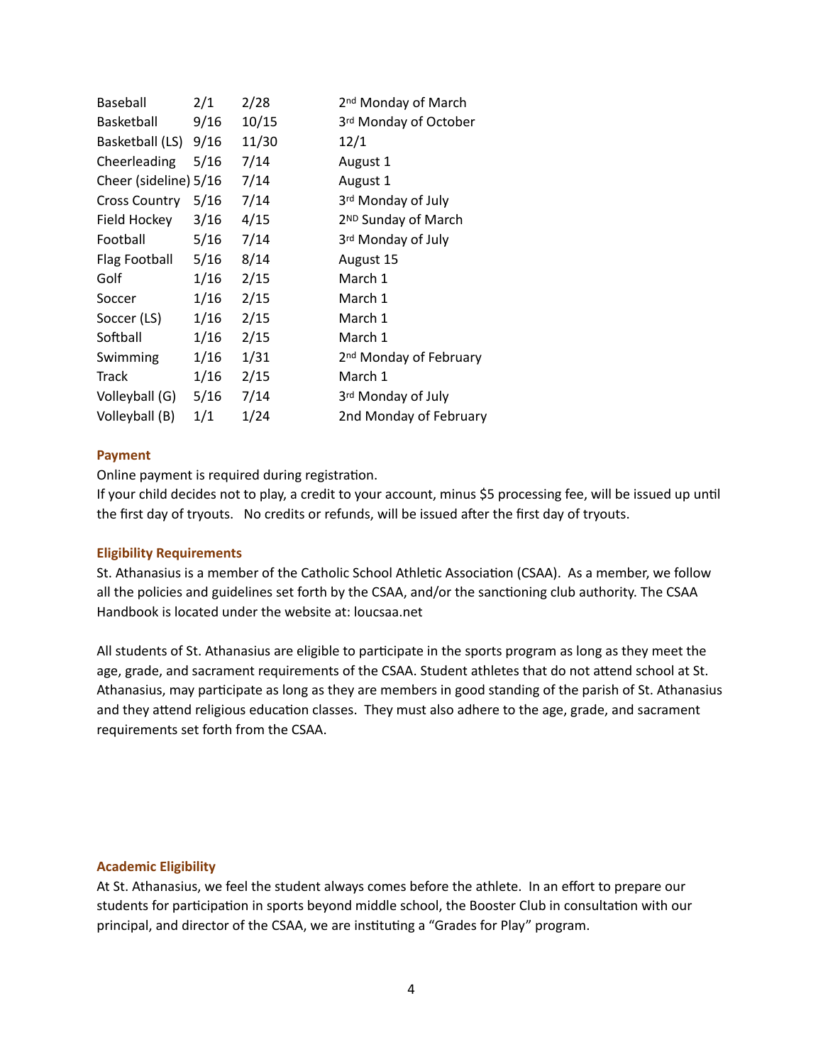| | | | |
|---|---|---|---|
| Baseball | 2/1 | 2/28 | 2nd Monday of March |
| Basketball | 9/16 | 10/15 | 3rd Monday of October |
| Basketball (LS) | 9/16 | 11/30 | 12/1 |
| Cheerleading | 5/16 | 7/14 | August 1 |
| Cheer (sideline) | 5/16 | 7/14 | August 1 |
| Cross Country | 5/16 | 7/14 | 3rd Monday of July |
| Field Hockey | 3/16 | 4/15 | 2ND Sunday of March |
| Football | 5/16 | 7/14 | 3rd Monday of July |
| Flag Football | 5/16 | 8/14 | August 15 |
| Golf | 1/16 | 2/15 | March 1 |
| Soccer | 1/16 | 2/15 | March 1 |
| Soccer (LS) | 1/16 | 2/15 | March 1 |
| Softball | 1/16 | 2/15 | March 1 |
| Swimming | 1/16 | 1/31 | 2nd Monday of February |
| Track | 1/16 | 2/15 | March 1 |
| Volleyball (G) | 5/16 | 7/14 | 3rd Monday of July |
| Volleyball (B) | 1/1 | 1/24 | 2nd Monday of February |

### Payment

Online payment is required during registration.
If your child decides not to play, a credit to your account, minus $5 processing fee, will be issued up until the first day of tryouts. No credits or refunds, will be issued after the first day of tryouts.

### Eligibility Requirements

St. Athanasius is a member of the Catholic School Athletic Association (CSAA). As a member, we follow all the policies and guidelines set forth by the CSAA, and/or the sanctioning club authority. The CSAA Handbook is located under the website at: loucsaa.net

All students of St. Athanasius are eligible to participate in the sports program as long as they meet the age, grade, and sacrament requirements of the CSAA. Student athletes that do not attend school at St. Athanasius, may participate as long as they are members in good standing of the parish of St. Athanasius and they attend religious education classes. They must also adhere to the age, grade, and sacrament requirements set forth from the CSAA.

### Academic Eligibility

At St. Athanasius, we feel the student always comes before the athlete. In an effort to prepare our students for participation in sports beyond middle school, the Booster Club in consultation with our principal, and director of the CSAA, we are instituting a "Grades for Play" program.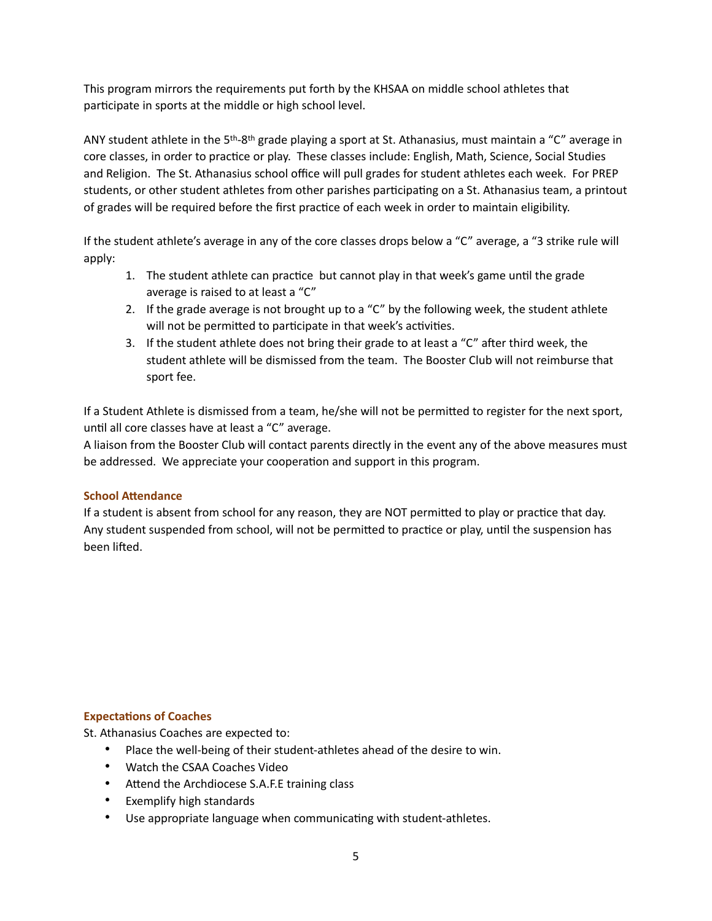This program mirrors the requirements put forth by the KHSAA on middle school athletes that participate in sports at the middle or high school level.

ANY student athlete in the 5th-8th grade playing a sport at St. Athanasius, must maintain a "C" average in core classes, in order to practice or play. These classes include: English, Math, Science, Social Studies and Religion. The St. Athanasius school office will pull grades for student athletes each week. For PREP students, or other student athletes from other parishes participating on a St. Athanasius team, a printout of grades will be required before the first practice of each week in order to maintain eligibility.

If the student athlete's average in any of the core classes drops below a "C" average, a "3 strike rule will apply:

1. The student athlete can practice but cannot play in that week's game until the grade average is raised to at least a "C"
2. If the grade average is not brought up to a "C" by the following week, the student athlete will not be permitted to participate in that week's activities.
3. If the student athlete does not bring their grade to at least a "C" after third week, the student athlete will be dismissed from the team. The Booster Club will not reimburse that sport fee.

If a Student Athlete is dismissed from a team, he/she will not be permitted to register for the next sport, until all core classes have at least a "C" average.
A liaison from the Booster Club will contact parents directly in the event any of the above measures must be addressed. We appreciate your cooperation and support in this program.

### School Attendance

If a student is absent from school for any reason, they are NOT permitted to play or practice that day. Any student suspended from school, will not be permitted to practice or play, until the suspension has been lifted.

### Expectations of Coaches

St. Athanasius Coaches are expected to:

- Place the well-being of their student-athletes ahead of the desire to win.
- Watch the CSAA Coaches Video
- Attend the Archdiocese S.A.F.E training class
- Exemplify high standards
- Use appropriate language when communicating with student-athletes.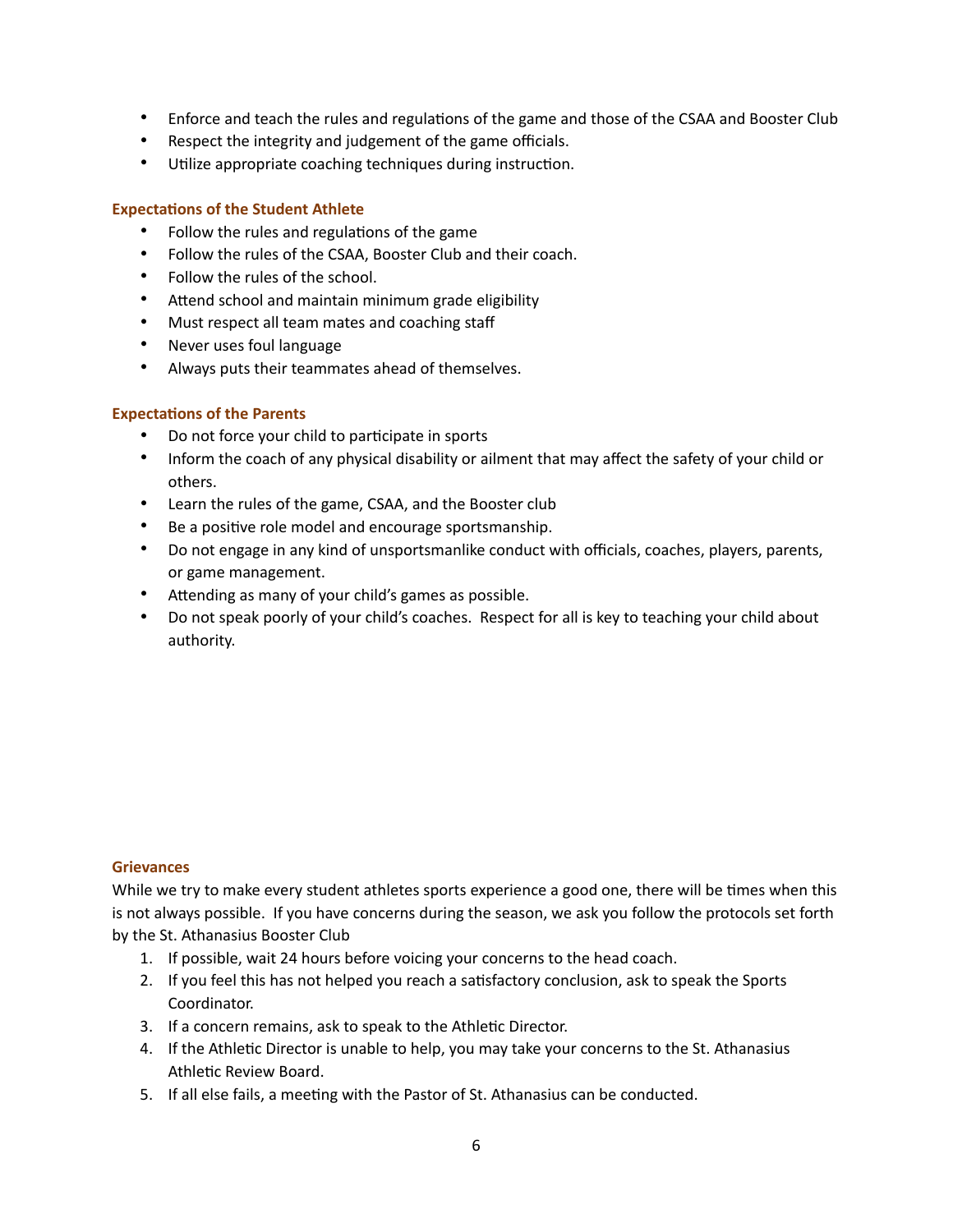- Enforce and teach the rules and regulations of the game and those of the CSAA and Booster Club
- Respect the integrity and judgement of the game officials.
- Utilize appropriate coaching techniques during instruction.

### Expectations of the Student Athlete

- Follow the rules and regulations of the game
- Follow the rules of the CSAA, Booster Club and their coach.
- Follow the rules of the school.
- Attend school and maintain minimum grade eligibility
- Must respect all team mates and coaching staff
- Never uses foul language
- Always puts their teammates ahead of themselves.

### Expectations of the Parents

- Do not force your child to participate in sports
- Inform the coach of any physical disability or ailment that may affect the safety of your child or others.
- Learn the rules of the game, CSAA, and the Booster club
- Be a positive role model and encourage sportsmanship.
- Do not engage in any kind of unsportsmanlike conduct with officials, coaches, players, parents, or game management.
- Attending as many of your child's games as possible.
- Do not speak poorly of your child's coaches. Respect for all is key to teaching your child about authority.

### Grievances

While we try to make every student athletes sports experience a good one, there will be times when this is not always possible. If you have concerns during the season, we ask you follow the protocols set forth by the St. Athanasius Booster Club

1. If possible, wait 24 hours before voicing your concerns to the head coach.
2. If you feel this has not helped you reach a satisfactory conclusion, ask to speak the Sports Coordinator.
3. If a concern remains, ask to speak to the Athletic Director.
4. If the Athletic Director is unable to help, you may take your concerns to the St. Athanasius Athletic Review Board.
5. If all else fails, a meeting with the Pastor of St. Athanasius can be conducted.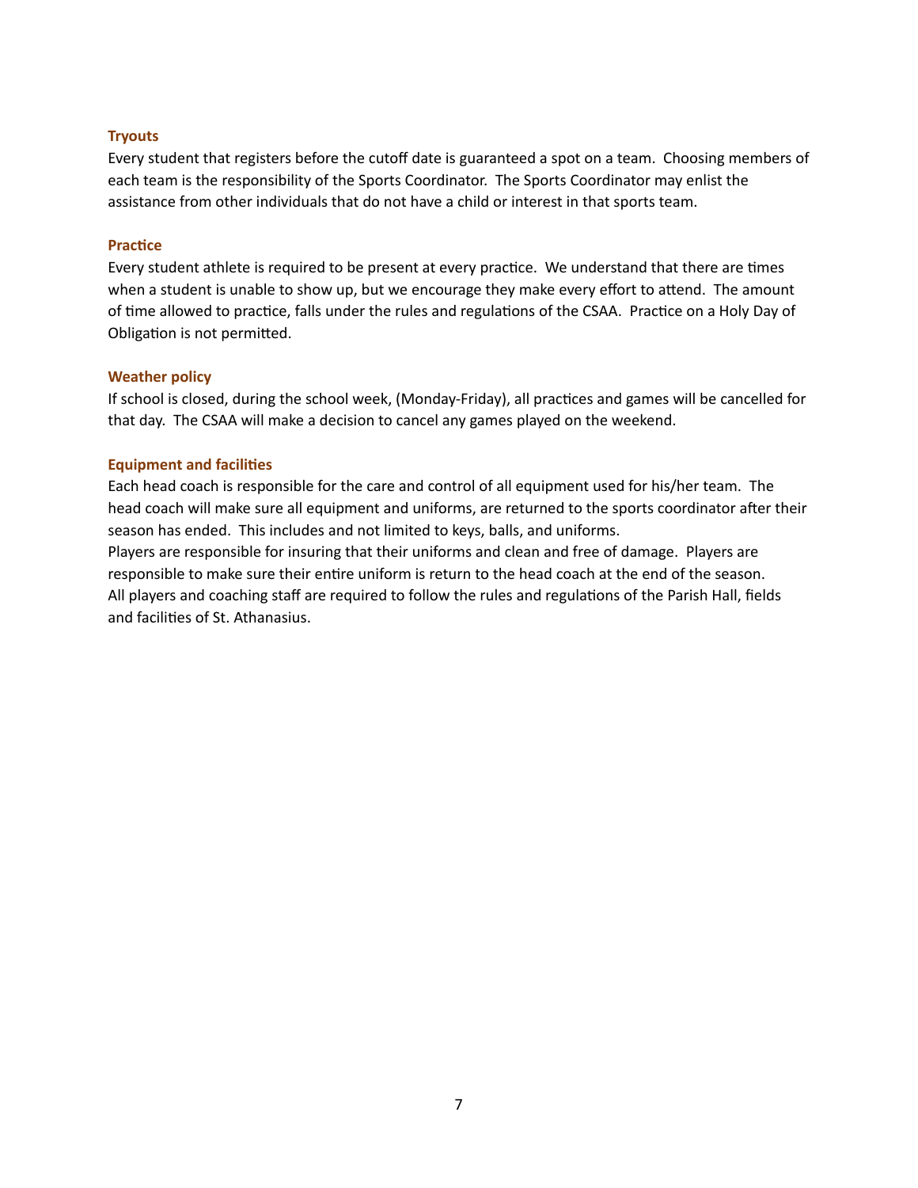### Tryouts

Every student that registers before the cutoff date is guaranteed a spot on a team. Choosing members of each team is the responsibility of the Sports Coordinator. The Sports Coordinator may enlist the assistance from other individuals that do not have a child or interest in that sports team.

### Practice

Every student athlete is required to be present at every practice. We understand that there are times when a student is unable to show up, but we encourage they make every effort to attend. The amount of time allowed to practice, falls under the rules and regulations of the CSAA. Practice on a Holy Day of Obligation is not permitted.

### Weather policy

If school is closed, during the school week, (Monday-Friday), all practices and games will be cancelled for that day. The CSAA will make a decision to cancel any games played on the weekend.

### Equipment and facilities

Each head coach is responsible for the care and control of all equipment used for his/her team. The head coach will make sure all equipment and uniforms, are returned to the sports coordinator after their season has ended. This includes and not limited to keys, balls, and uniforms.

Players are responsible for insuring that their uniforms and clean and free of damage. Players are responsible to make sure their entire uniform is return to the head coach at the end of the season.

All players and coaching staff are required to follow the rules and regulations of the Parish Hall, fields and facilities of St. Athanasius.